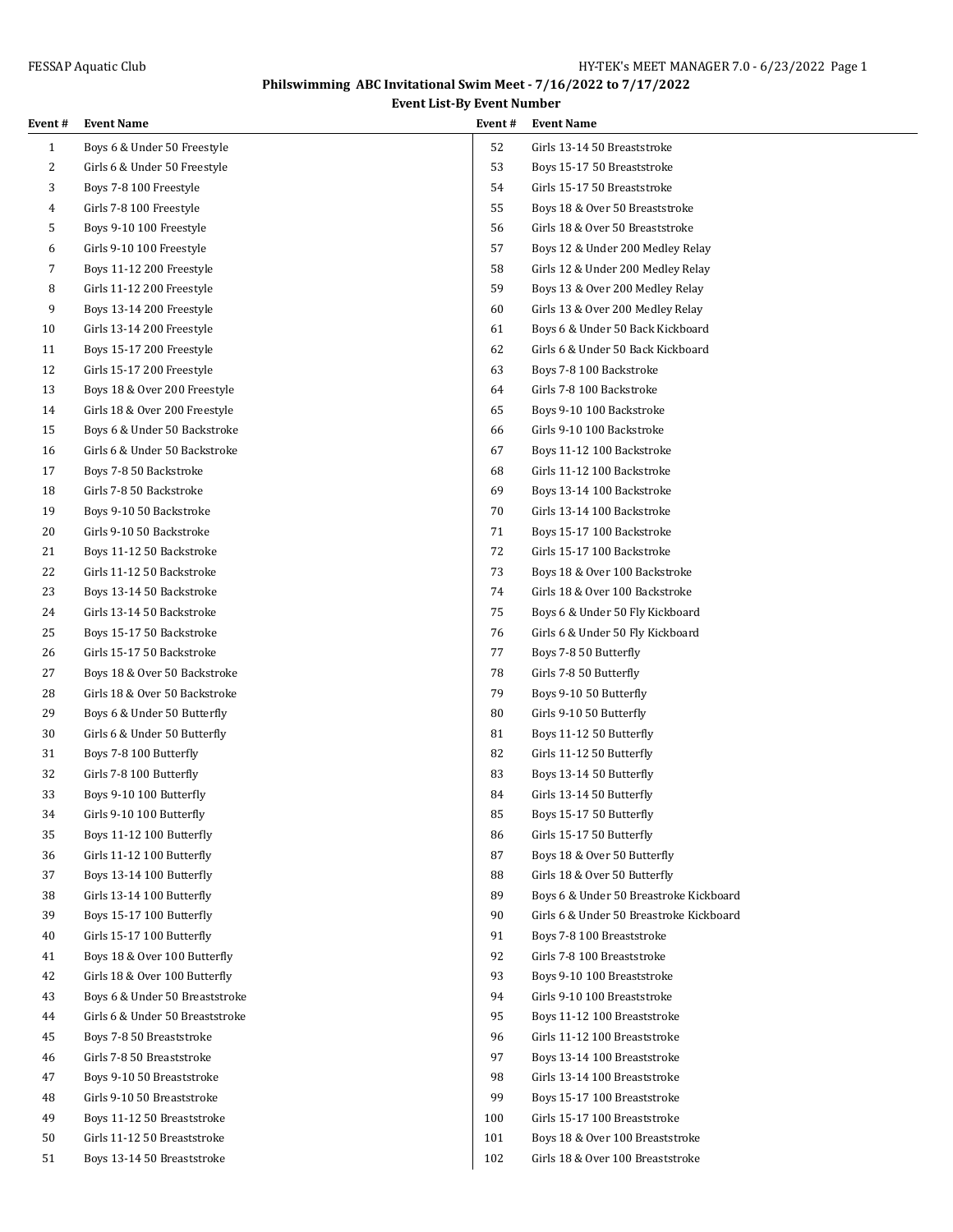FESSAP Aquatic Club

# Philswimming ABC Invitational Swim Meet - 7/16/2022 to 7/17/2022

## Event List-By Event Number

| Event # | Event Name |
|---|---|
| 1 | Boys 6 & Under 50 Freestyle |
| 2 | Girls 6 & Under 50 Freestyle |
| 3 | Boys 7-8 100 Freestyle |
| 4 | Girls 7-8 100 Freestyle |
| 5 | Boys 9-10 100 Freestyle |
| 6 | Girls 9-10 100 Freestyle |
| 7 | Boys 11-12 200 Freestyle |
| 8 | Girls 11-12 200 Freestyle |
| 9 | Boys 13-14 200 Freestyle |
| 10 | Girls 13-14 200 Freestyle |
| 11 | Boys 15-17 200 Freestyle |
| 12 | Girls 15-17 200 Freestyle |
| 13 | Boys 18 & Over 200 Freestyle |
| 14 | Girls 18 & Over 200 Freestyle |
| 15 | Boys 6 & Under 50 Backstroke |
| 16 | Girls 6 & Under 50 Backstroke |
| 17 | Boys 7-8 50 Backstroke |
| 18 | Girls 7-8 50 Backstroke |
| 19 | Boys 9-10 50 Backstroke |
| 20 | Girls 9-10 50 Backstroke |
| 21 | Boys 11-12 50 Backstroke |
| 22 | Girls 11-12 50 Backstroke |
| 23 | Boys 13-14 50 Backstroke |
| 24 | Girls 13-14 50 Backstroke |
| 25 | Boys 15-17 50 Backstroke |
| 26 | Girls 15-17 50 Backstroke |
| 27 | Boys 18 & Over 50 Backstroke |
| 28 | Girls 18 & Over 50 Backstroke |
| 29 | Boys 6 & Under 50 Butterfly |
| 30 | Girls 6 & Under 50 Butterfly |
| 31 | Boys 7-8 100 Butterfly |
| 32 | Girls 7-8 100 Butterfly |
| 33 | Boys 9-10 100 Butterfly |
| 34 | Girls 9-10 100 Butterfly |
| 35 | Boys 11-12 100 Butterfly |
| 36 | Girls 11-12 100 Butterfly |
| 37 | Boys 13-14 100 Butterfly |
| 38 | Girls 13-14 100 Butterfly |
| 39 | Boys 15-17 100 Butterfly |
| 40 | Girls 15-17 100 Butterfly |
| 41 | Boys 18 & Over 100 Butterfly |
| 42 | Girls 18 & Over 100 Butterfly |
| 43 | Boys 6 & Under 50 Breaststroke |
| 44 | Girls 6 & Under 50 Breaststroke |
| 45 | Boys 7-8 50 Breaststroke |
| 46 | Girls 7-8 50 Breaststroke |
| 47 | Boys 9-10 50 Breaststroke |
| 48 | Girls 9-10 50 Breaststroke |
| 49 | Boys 11-12 50 Breaststroke |
| 50 | Girls 11-12 50 Breaststroke |
| 51 | Boys 13-14 50 Breaststroke |
| 52 | Girls 13-14 50 Breaststroke |
| 53 | Boys 15-17 50 Breaststroke |
| 54 | Girls 15-17 50 Breaststroke |
| 55 | Boys 18 & Over 50 Breaststroke |
| 56 | Girls 18 & Over 50 Breaststroke |
| 57 | Boys 12 & Under 200 Medley Relay |
| 58 | Girls 12 & Under 200 Medley Relay |
| 59 | Boys 13 & Over 200 Medley Relay |
| 60 | Girls 13 & Over 200 Medley Relay |
| 61 | Boys 6 & Under 50 Back Kickboard |
| 62 | Girls 6 & Under 50 Back Kickboard |
| 63 | Boys 7-8 100 Backstroke |
| 64 | Girls 7-8 100 Backstroke |
| 65 | Boys 9-10 100 Backstroke |
| 66 | Girls 9-10 100 Backstroke |
| 67 | Boys 11-12 100 Backstroke |
| 68 | Girls 11-12 100 Backstroke |
| 69 | Boys 13-14 100 Backstroke |
| 70 | Girls 13-14 100 Backstroke |
| 71 | Boys 15-17 100 Backstroke |
| 72 | Girls 15-17 100 Backstroke |
| 73 | Boys 18 & Over 100 Backstroke |
| 74 | Girls 18 & Over 100 Backstroke |
| 75 | Boys 6 & Under 50 Fly Kickboard |
| 76 | Girls 6 & Under 50 Fly Kickboard |
| 77 | Boys 7-8 50 Butterfly |
| 78 | Girls 7-8 50 Butterfly |
| 79 | Boys 9-10 50 Butterfly |
| 80 | Girls 9-10 50 Butterfly |
| 81 | Boys 11-12 50 Butterfly |
| 82 | Girls 11-12 50 Butterfly |
| 83 | Boys 13-14 50 Butterfly |
| 84 | Girls 13-14 50 Butterfly |
| 85 | Boys 15-17 50 Butterfly |
| 86 | Girls 15-17 50 Butterfly |
| 87 | Boys 18 & Over 50 Butterfly |
| 88 | Girls 18 & Over 50 Butterfly |
| 89 | Boys 6 & Under 50 Breastroke Kickboard |
| 90 | Girls 6 & Under 50 Breastroke Kickboard |
| 91 | Boys 7-8 100 Breaststroke |
| 92 | Girls 7-8 100 Breaststroke |
| 93 | Boys 9-10 100 Breaststroke |
| 94 | Girls 9-10 100 Breaststroke |
| 95 | Boys 11-12 100 Breaststroke |
| 96 | Girls 11-12 100 Breaststroke |
| 97 | Boys 13-14 100 Breaststroke |
| 98 | Girls 13-14 100 Breaststroke |
| 99 | Boys 15-17 100 Breaststroke |
| 100 | Girls 15-17 100 Breaststroke |
| 101 | Boys 18 & Over 100 Breaststroke |
| 102 | Girls 18 & Over 100 Breaststroke |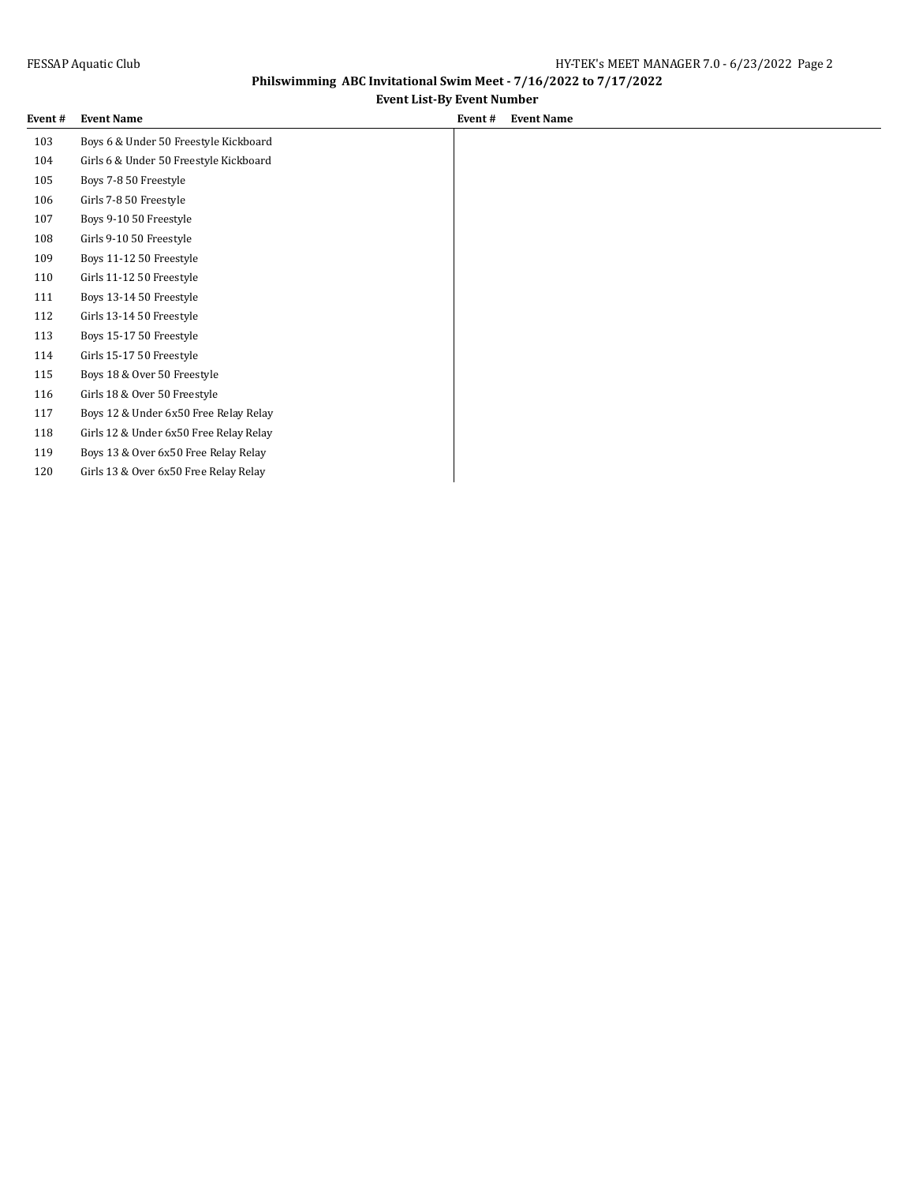## Philswimming ABC Invitational Swim Meet - 7/16/2022 to 7/17/2022

### Event List-By Event Number

| Event # | Event Name |
|---|---|
| 103 | Boys 6 & Under 50 Freestyle Kickboard |
| 104 | Girls 6 & Under 50 Freestyle Kickboard |
| 105 | Boys 7-8 50 Freestyle |
| 106 | Girls 7-8 50 Freestyle |
| 107 | Boys 9-10 50 Freestyle |
| 108 | Girls 9-10 50 Freestyle |
| 109 | Boys 11-12 50 Freestyle |
| 110 | Girls 11-12 50 Freestyle |
| 111 | Boys 13-14 50 Freestyle |
| 112 | Girls 13-14 50 Freestyle |
| 113 | Boys 15-17 50 Freestyle |
| 114 | Girls 15-17 50 Freestyle |
| 115 | Boys 18 & Over 50 Freestyle |
| 116 | Girls 18 & Over 50 Freestyle |
| 117 | Boys 12 & Under 6x50 Free Relay Relay |
| 118 | Girls 12 & Under 6x50 Free Relay Relay |
| 119 | Boys 13 & Over 6x50 Free Relay Relay |
| 120 | Girls 13 & Over 6x50 Free Relay Relay |